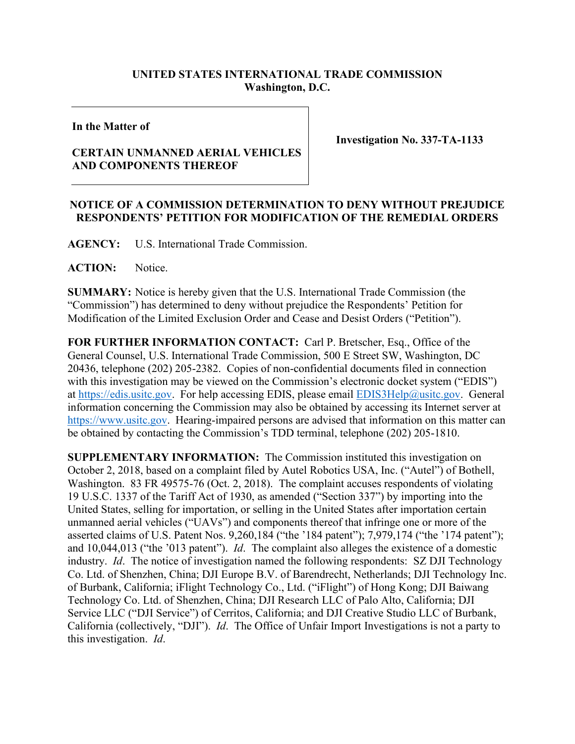**UNITED STATES INTERNATIONAL TRADE COMMISSION**
**Washington, D.C.**

**In the Matter of**

**CERTAIN UNMANNED AERIAL VEHICLES AND COMPONENTS THEREOF**

**Investigation No. 337-TA-1133**

**NOTICE OF A COMMISSION DETERMINATION TO DENY WITHOUT PREJUDICE RESPONDENTS' PETITION FOR MODIFICATION OF THE REMEDIAL ORDERS**

**AGENCY:** U.S. International Trade Commission.

**ACTION:** Notice.

**SUMMARY:** Notice is hereby given that the U.S. International Trade Commission (the "Commission") has determined to deny without prejudice the Respondents' Petition for Modification of the Limited Exclusion Order and Cease and Desist Orders ("Petition").

**FOR FURTHER INFORMATION CONTACT:** Carl P. Bretscher, Esq., Office of the General Counsel, U.S. International Trade Commission, 500 E Street SW, Washington, DC 20436, telephone (202) 205-2382. Copies of non-confidential documents filed in connection with this investigation may be viewed on the Commission's electronic docket system ("EDIS") at https://edis.usitc.gov. For help accessing EDIS, please email EDIS3Help@usitc.gov. General information concerning the Commission may also be obtained by accessing its Internet server at https://www.usitc.gov. Hearing-impaired persons are advised that information on this matter can be obtained by contacting the Commission's TDD terminal, telephone (202) 205-1810.

**SUPPLEMENTARY INFORMATION:** The Commission instituted this investigation on October 2, 2018, based on a complaint filed by Autel Robotics USA, Inc. ("Autel") of Bothell, Washington. 83 FR 49575-76 (Oct. 2, 2018). The complaint accuses respondents of violating 19 U.S.C. 1337 of the Tariff Act of 1930, as amended ("Section 337") by importing into the United States, selling for importation, or selling in the United States after importation certain unmanned aerial vehicles ("UAVs") and components thereof that infringe one or more of the asserted claims of U.S. Patent Nos. 9,260,184 ("the '184 patent"); 7,979,174 ("the '174 patent"); and 10,044,013 ("the '013 patent"). *Id*. The complaint also alleges the existence of a domestic industry. *Id*. The notice of investigation named the following respondents: SZ DJI Technology Co. Ltd. of Shenzhen, China; DJI Europe B.V. of Barendrecht, Netherlands; DJI Technology Inc. of Burbank, California; iFlight Technology Co., Ltd. ("iFlight") of Hong Kong; DJI Baiwang Technology Co. Ltd. of Shenzhen, China; DJI Research LLC of Palo Alto, California; DJI Service LLC ("DJI Service") of Cerritos, California; and DJI Creative Studio LLC of Burbank, California (collectively, "DJI"). *Id*. The Office of Unfair Import Investigations is not a party to this investigation. *Id*.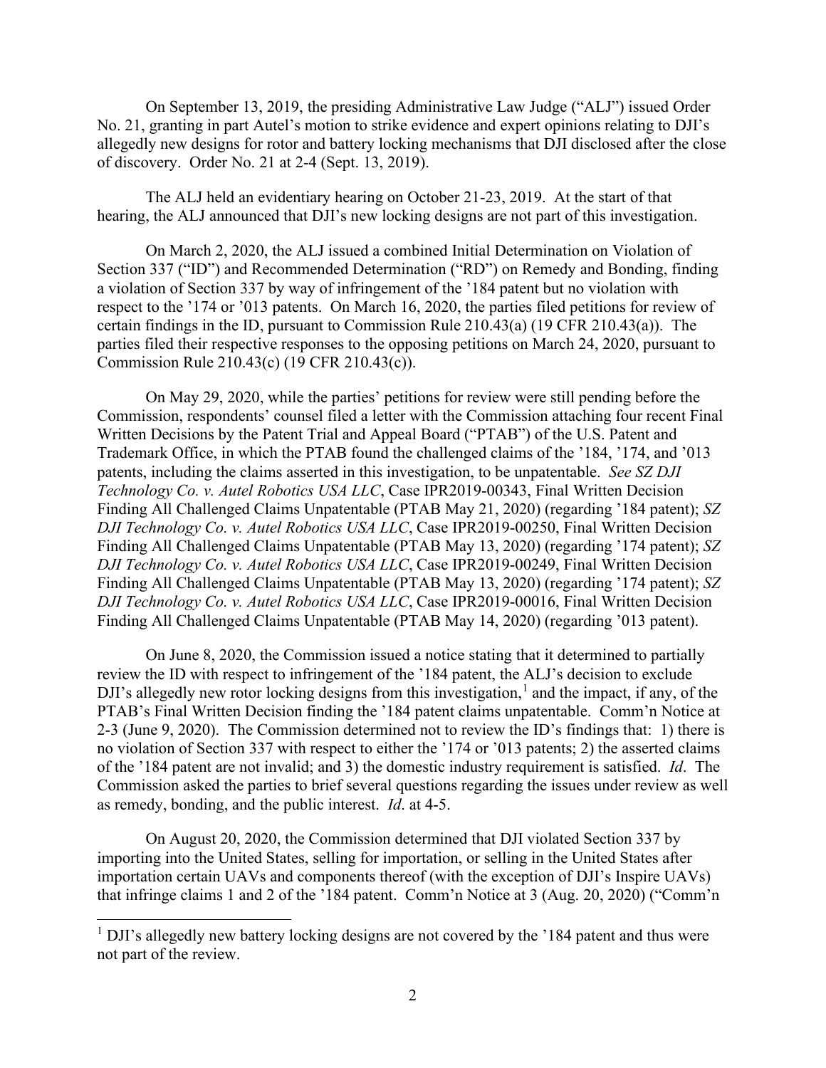On September 13, 2019, the presiding Administrative Law Judge ("ALJ") issued Order No. 21, granting in part Autel's motion to strike evidence and expert opinions relating to DJI's allegedly new designs for rotor and battery locking mechanisms that DJI disclosed after the close of discovery. Order No. 21 at 2-4 (Sept. 13, 2019).

The ALJ held an evidentiary hearing on October 21-23, 2019. At the start of that hearing, the ALJ announced that DJI's new locking designs are not part of this investigation.

On March 2, 2020, the ALJ issued a combined Initial Determination on Violation of Section 337 ("ID") and Recommended Determination ("RD") on Remedy and Bonding, finding a violation of Section 337 by way of infringement of the '184 patent but no violation with respect to the '174 or '013 patents. On March 16, 2020, the parties filed petitions for review of certain findings in the ID, pursuant to Commission Rule 210.43(a) (19 CFR 210.43(a)). The parties filed their respective responses to the opposing petitions on March 24, 2020, pursuant to Commission Rule 210.43(c) (19 CFR 210.43(c)).

On May 29, 2020, while the parties' petitions for review were still pending before the Commission, respondents' counsel filed a letter with the Commission attaching four recent Final Written Decisions by the Patent Trial and Appeal Board ("PTAB") of the U.S. Patent and Trademark Office, in which the PTAB found the challenged claims of the '184, '174, and '013 patents, including the claims asserted in this investigation, to be unpatentable. *See SZ DJI Technology Co. v. Autel Robotics USA LLC*, Case IPR2019-00343, Final Written Decision Finding All Challenged Claims Unpatentable (PTAB May 21, 2020) (regarding '184 patent); *SZ DJI Technology Co. v. Autel Robotics USA LLC*, Case IPR2019-00250, Final Written Decision Finding All Challenged Claims Unpatentable (PTAB May 13, 2020) (regarding '174 patent); *SZ DJI Technology Co. v. Autel Robotics USA LLC*, Case IPR2019-00249, Final Written Decision Finding All Challenged Claims Unpatentable (PTAB May 13, 2020) (regarding '174 patent); *SZ DJI Technology Co. v. Autel Robotics USA LLC*, Case IPR2019-00016, Final Written Decision Finding All Challenged Claims Unpatentable (PTAB May 14, 2020) (regarding '013 patent).

On June 8, 2020, the Commission issued a notice stating that it determined to partially review the ID with respect to infringement of the '184 patent, the ALJ's decision to exclude DJI's allegedly new rotor locking designs from this investigation,[1] and the impact, if any, of the PTAB's Final Written Decision finding the '184 patent claims unpatentable. Comm'n Notice at 2-3 (June 9, 2020). The Commission determined not to review the ID's findings that: 1) there is no violation of Section 337 with respect to either the '174 or '013 patents; 2) the asserted claims of the '184 patent are not invalid; and 3) the domestic industry requirement is satisfied. *Id*. The Commission asked the parties to brief several questions regarding the issues under review as well as remedy, bonding, and the public interest. *Id*. at 4-5.

On August 20, 2020, the Commission determined that DJI violated Section 337 by importing into the United States, selling for importation, or selling in the United States after importation certain UAVs and components thereof (with the exception of DJI's Inspire UAVs) that infringe claims 1 and 2 of the '184 patent. Comm'n Notice at 3 (Aug. 20, 2020) ("Comm'n

[1] DJI's allegedly new battery locking designs are not covered by the '184 patent and thus were not part of the review.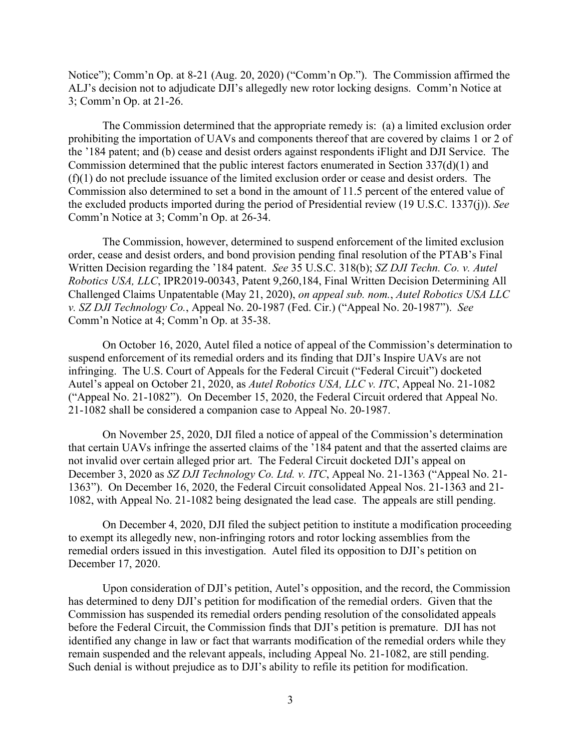Notice"); Comm'n Op. at 8-21 (Aug. 20, 2020) ("Comm'n Op."). The Commission affirmed the ALJ's decision not to adjudicate DJI's allegedly new rotor locking designs. Comm'n Notice at 3; Comm'n Op. at 21-26.

The Commission determined that the appropriate remedy is: (a) a limited exclusion order prohibiting the importation of UAVs and components thereof that are covered by claims 1 or 2 of the '184 patent; and (b) cease and desist orders against respondents iFlight and DJI Service. The Commission determined that the public interest factors enumerated in Section 337(d)(1) and (f)(1) do not preclude issuance of the limited exclusion order or cease and desist orders. The Commission also determined to set a bond in the amount of 11.5 percent of the entered value of the excluded products imported during the period of Presidential review (19 U.S.C. 1337(j)). *See* Comm'n Notice at 3; Comm'n Op. at 26-34.

The Commission, however, determined to suspend enforcement of the limited exclusion order, cease and desist orders, and bond provision pending final resolution of the PTAB's Final Written Decision regarding the '184 patent. *See* 35 U.S.C. 318(b); *SZ DJI Techn. Co. v. Autel Robotics USA, LLC*, IPR2019-00343, Patent 9,260,184, Final Written Decision Determining All Challenged Claims Unpatentable (May 21, 2020), *on appeal sub. nom.*, *Autel Robotics USA LLC v. SZ DJI Technology Co.*, Appeal No. 20-1987 (Fed. Cir.) ("Appeal No. 20-1987"). *See* Comm'n Notice at 4; Comm'n Op. at 35-38.

On October 16, 2020, Autel filed a notice of appeal of the Commission's determination to suspend enforcement of its remedial orders and its finding that DJI's Inspire UAVs are not infringing. The U.S. Court of Appeals for the Federal Circuit ("Federal Circuit") docketed Autel's appeal on October 21, 2020, as *Autel Robotics USA, LLC v. ITC*, Appeal No. 21-1082 ("Appeal No. 21-1082"). On December 15, 2020, the Federal Circuit ordered that Appeal No. 21-1082 shall be considered a companion case to Appeal No. 20-1987.

On November 25, 2020, DJI filed a notice of appeal of the Commission's determination that certain UAVs infringe the asserted claims of the '184 patent and that the asserted claims are not invalid over certain alleged prior art. The Federal Circuit docketed DJI's appeal on December 3, 2020 as *SZ DJI Technology Co. Ltd. v. ITC*, Appeal No. 21-1363 ("Appeal No. 21-1363"). On December 16, 2020, the Federal Circuit consolidated Appeal Nos. 21-1363 and 21-1082, with Appeal No. 21-1082 being designated the lead case. The appeals are still pending.

On December 4, 2020, DJI filed the subject petition to institute a modification proceeding to exempt its allegedly new, non-infringing rotors and rotor locking assemblies from the remedial orders issued in this investigation. Autel filed its opposition to DJI's petition on December 17, 2020.

Upon consideration of DJI's petition, Autel's opposition, and the record, the Commission has determined to deny DJI's petition for modification of the remedial orders. Given that the Commission has suspended its remedial orders pending resolution of the consolidated appeals before the Federal Circuit, the Commission finds that DJI's petition is premature. DJI has not identified any change in law or fact that warrants modification of the remedial orders while they remain suspended and the relevant appeals, including Appeal No. 21-1082, are still pending. Such denial is without prejudice as to DJI's ability to refile its petition for modification.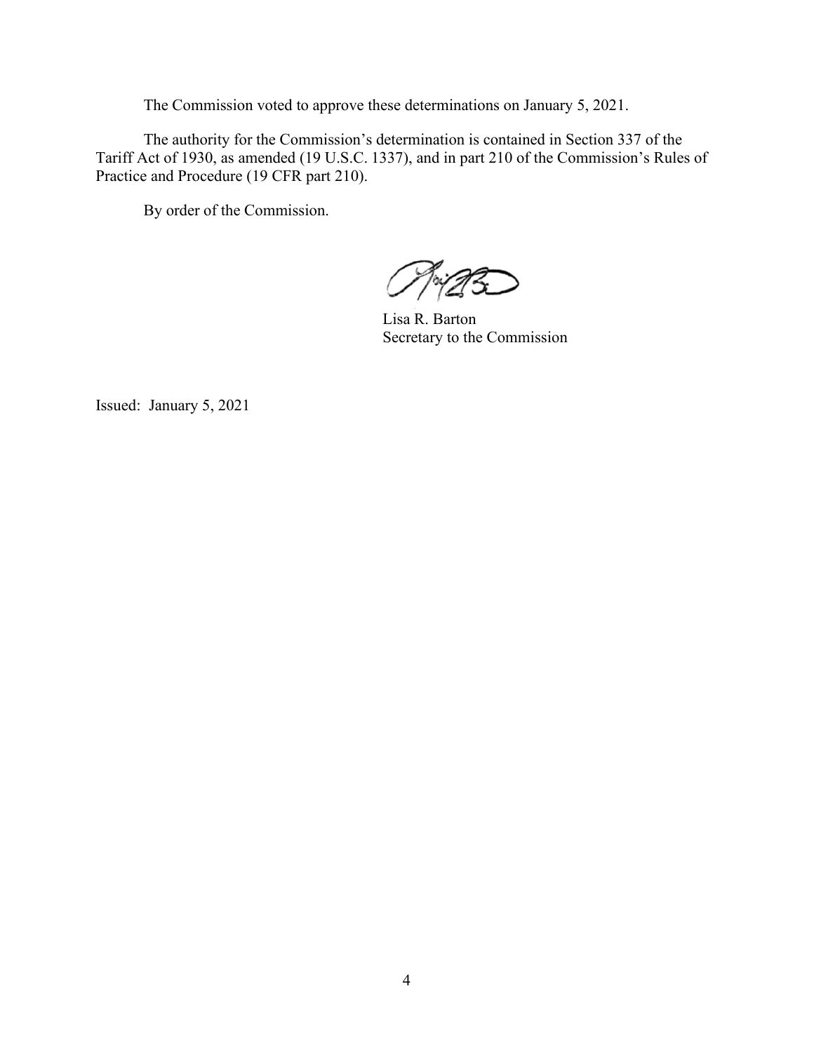The Commission voted to approve these determinations on January 5, 2021.

The authority for the Commission's determination is contained in Section 337 of the Tariff Act of 1930, as amended (19 U.S.C. 1337), and in part 210 of the Commission's Rules of Practice and Procedure (19 CFR part 210).

By order of the Commission.

Lisa R. Barton
Secretary to the Commission

Issued: January 5, 2021